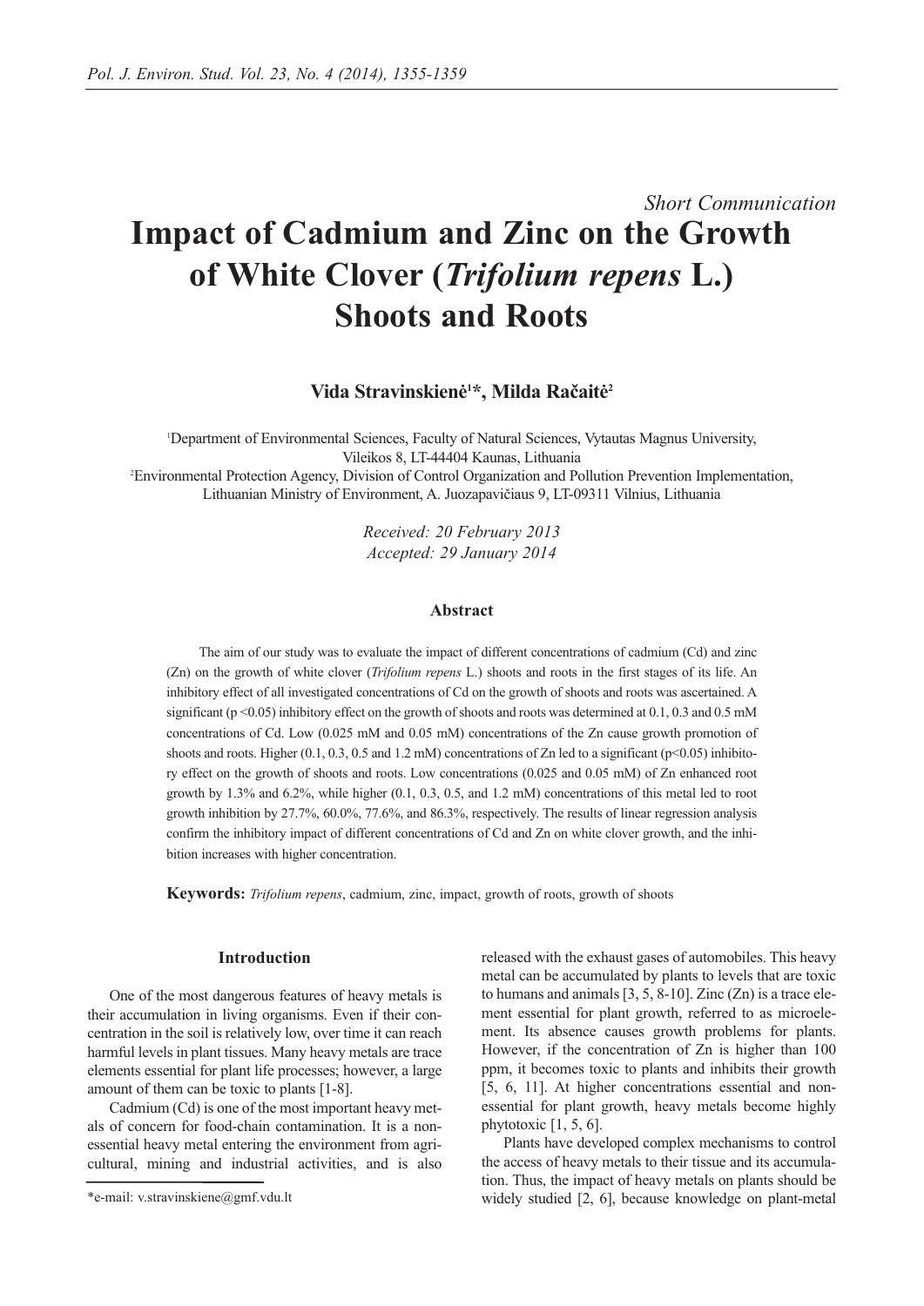Short Communication

# Impact of Cadmium and Zinc on the Growth of White Clover (*Trifolium repens* L.) Shoots and Roots

**Vida Stravinskienė[1]*, Milda Račaitė[2]**

[1]Department of Environmental Sciences, Faculty of Natural Sciences, Vytautas Magnus University, Vileikos 8, LT-44404 Kaunas, Lithuania
[2]Environmental Protection Agency, Division of Control Organization and Pollution Prevention Implementation, Lithuanian Ministry of Environment, A. Juozapavičiaus 9, LT-09311 Vilnius, Lithuania

*Received: 20 February 2013*
*Accepted: 29 January 2014*

## Abstract

The aim of our study was to evaluate the impact of different concentrations of cadmium (Cd) and zinc (Zn) on the growth of white clover (*Trifolium repens* L.) shoots and roots in the first stages of its life. An inhibitory effect of all investigated concentrations of Cd on the growth of shoots and roots was ascertained. A significant ($p < 0.05$) inhibitory effect on the growth of shoots and roots was determined at 0.1, 0.3 and 0.5 mM concentrations of Cd. Low (0.025 mM and 0.05 mM) concentrations of the Zn cause growth promotion of shoots and roots. Higher (0.1, 0.3, 0.5 and 1.2 mM) concentrations of Zn led to a significant ($p < 0.05$) inhibitory effect on the growth of shoots and roots. Low concentrations (0.025 and 0.05 mM) of Zn enhanced root growth by 1.3% and 6.2%, while higher (0.1, 0.3, 0.5, and 1.2 mM) concentrations of this metal led to root growth inhibition by 27.7%, 60.0%, 77.6%, and 86.3%, respectively. The results of linear regression analysis confirm the inhibitory impact of different concentrations of Cd and Zn on white clover growth, and the inhibition increases with higher concentration.

**Keywords:** *Trifolium repens*, cadmium, zinc, impact, growth of roots, growth of shoots

## Introduction

One of the most dangerous features of heavy metals is their accumulation in living organisms. Even if their concentration in the soil is relatively low, over time it can reach harmful levels in plant tissues. Many heavy metals are trace elements essential for plant life processes; however, a large amount of them can be toxic to plants [1-8].

Cadmium (Cd) is one of the most important heavy metals of concern for food-chain contamination. It is a non-essential heavy metal entering the environment from agricultural, mining and industrial activities, and is also released with the exhaust gases of automobiles. This heavy metal can be accumulated by plants to levels that are toxic to humans and animals [3, 5, 8-10]. Zinc (Zn) is a trace element essential for plant growth, referred to as microelement. Its absence causes growth problems for plants. However, if the concentration of Zn is higher than 100 ppm, it becomes toxic to plants and inhibits their growth [5, 6, 11]. At higher concentrations essential and non-essential for plant growth, heavy metals become highly phytotoxic [1, 5, 6].

Plants have developed complex mechanisms to control the access of heavy metals to their tissue and its accumulation. Thus, the impact of heavy metals on plants should be widely studied [2, 6], because knowledge on plant-metal

*e-mail: v.stravinskiene@gmf.vdu.lt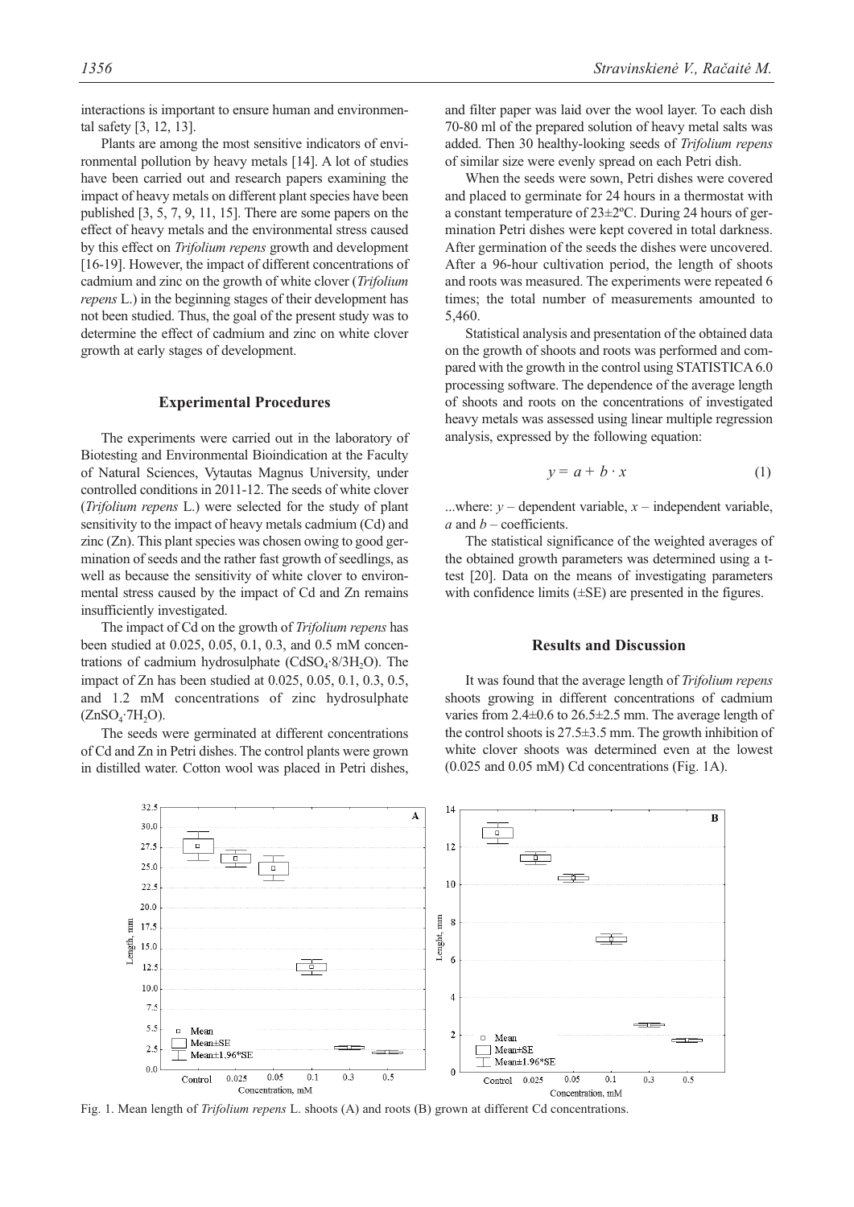interactions is important to ensure human and environmental safety [3, 12, 13].

Plants are among the most sensitive indicators of environmental pollution by heavy metals [14]. A lot of studies have been carried out and research papers examining the impact of heavy metals on different plant species have been published [3, 5, 7, 9, 11, 15]. There are some papers on the effect of heavy metals and the environmental stress caused by this effect on *Trifolium repens* growth and development [16-19]. However, the impact of different concentrations of cadmium and zinc on the growth of white clover (*Trifolium repens* L.) in the beginning stages of their development has not been studied. Thus, the goal of the present study was to determine the effect of cadmium and zinc on white clover growth at early stages of development.

## Experimental Procedures

The experiments were carried out in the laboratory of Biotesting and Environmental Bioindication at the Faculty of Natural Sciences, Vytautas Magnus University, under controlled conditions in 2011-12. The seeds of white clover (*Trifolium repens* L.) were selected for the study of plant sensitivity to the impact of heavy metals cadmium (Cd) and zinc (Zn). This plant species was chosen owing to good germination of seeds and the rather fast growth of seedlings, as well as because the sensitivity of white clover to environmental stress caused by the impact of Cd and Zn remains insufficiently investigated.

The impact of Cd on the growth of *Trifolium repens* has been studied at 0.025, 0.05, 0.1, 0.3, and 0.5 mM concentrations of cadmium hydrosulphate ($CdSO_4 \cdot 8/3H_2O$). The impact of Zn has been studied at 0.025, 0.05, 0.1, 0.3, 0.5, and 1.2 mM concentrations of zinc hydrosulphate ($ZnSO_4 \cdot 7H_2O$).

The seeds were germinated at different concentrations of Cd and Zn in Petri dishes. The control plants were grown in distilled water. Cotton wool was placed in Petri dishes, and filter paper was laid over the wool layer. To each dish 70-80 ml of the prepared solution of heavy metal salts was added. Then 30 healthy-looking seeds of *Trifolium repens* of similar size were evenly spread on each Petri dish.

When the seeds were sown, Petri dishes were covered and placed to germinate for 24 hours in a thermostat with a constant temperature of 23±2ºC. During 24 hours of germination Petri dishes were kept covered in total darkness. After germination of the seeds the dishes were uncovered. After a 96-hour cultivation period, the length of shoots and roots was measured. The experiments were repeated 6 times; the total number of measurements amounted to 5,460.

Statistical analysis and presentation of the obtained data on the growth of shoots and roots was performed and compared with the growth in the control using STATISTICA 6.0 processing software. The dependence of the average length of shoots and roots on the concentrations of investigated heavy metals was assessed using linear multiple regression analysis, expressed by the following equation:

$$y = a + b \cdot x \qquad (1)$$

...where: $y$ – dependent variable, $x$ – independent variable, $a$ and $b$ – coefficients.

The statistical significance of the weighted averages of the obtained growth parameters was determined using a t-test [20]. Data on the means of investigating parameters with confidence limits (±SE) are presented in the figures.

## Results and Discussion

It was found that the average length of *Trifolium repens* shoots growing in different concentrations of cadmium varies from 2.4±0.6 to 26.5±2.5 mm. The average length of the control shoots is 27.5±3.5 mm. The growth inhibition of white clover shoots was determined even at the lowest (0.025 and 0.05 mM) Cd concentrations (Fig. 1A).

Fig. 1. Mean length of *Trifolium repens* L. shoots (A) and roots (B) grown at different Cd concentrations.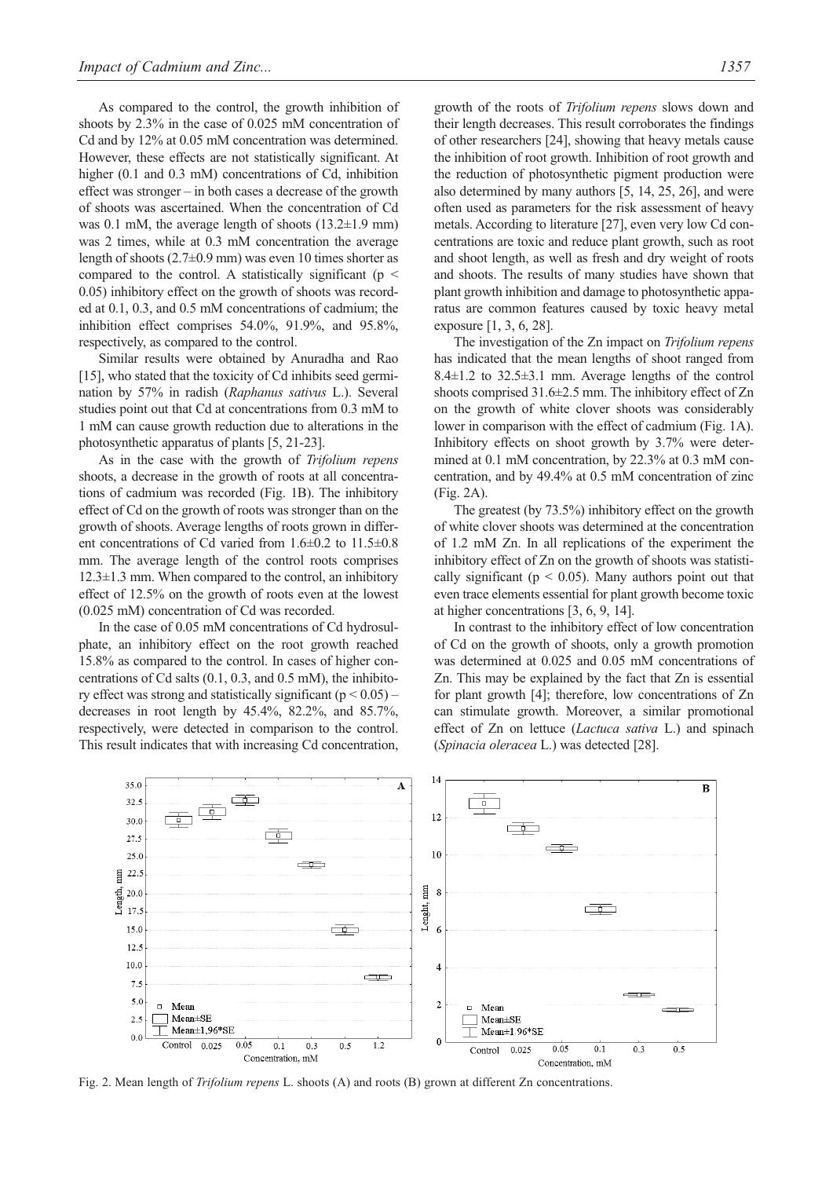As compared to the control, the growth inhibition of shoots by 2.3% in the case of 0.025 mM concentration of Cd and by 12% at 0.05 mM concentration was determined. However, these effects are not statistically significant. At higher (0.1 and 0.3 mM) concentrations of Cd, inhibition effect was stronger – in both cases a decrease of the growth of shoots was ascertained. When the concentration of Cd was 0.1 mM, the average length of shoots (13.2±1.9 mm) was 2 times, while at 0.3 mM concentration the average length of shoots (2.7±0.9 mm) was even 10 times shorter as compared to the control. A statistically significant ($p < 0.05$) inhibitory effect on the growth of shoots was recorded at 0.1, 0.3, and 0.5 mM concentrations of cadmium; the inhibition effect comprises 54.0%, 91.9%, and 95.8%, respectively, as compared to the control.

Similar results were obtained by Anuradha and Rao [15], who stated that the toxicity of Cd inhibits seed germination by 57% in radish (*Raphanus sativus* L.). Several studies point out that Cd at concentrations from 0.3 mM to 1 mM can cause growth reduction due to alterations in the photosynthetic apparatus of plants [5, 21-23].

As in the case with the growth of *Trifolium repens* shoots, a decrease in the growth of roots at all concentrations of cadmium was recorded (Fig. 1B). The inhibitory effect of Cd on the growth of roots was stronger than on the growth of shoots. Average lengths of roots grown in different concentrations of Cd varied from 1.6±0.2 to 11.5±0.8 mm. The average length of the control roots comprises 12.3±1.3 mm. When compared to the control, an inhibitory effect of 12.5% on the growth of roots even at the lowest (0.025 mM) concentration of Cd was recorded.

In the case of 0.05 mM concentrations of Cd hydrosulphate, an inhibitory effect on the root growth reached 15.8% as compared to the control. In cases of higher concentrations of Cd salts (0.1, 0.3, and 0.5 mM), the inhibitory effect was strong and statistically significant ($p < 0.05$) – decreases in root length by 45.4%, 82.2%, and 85.7%, respectively, were detected in comparison to the control. This result indicates that with increasing Cd concentration, growth of the roots of *Trifolium repens* slows down and their length decreases. This result corroborates the findings of other researchers [24], showing that heavy metals cause the inhibition of root growth. Inhibition of root growth and the reduction of photosynthetic pigment production were also determined by many authors [5, 14, 25, 26], and were often used as parameters for the risk assessment of heavy metals. According to literature [27], even very low Cd concentrations are toxic and reduce plant growth, such as root and shoot length, as well as fresh and dry weight of roots and shoots. The results of many studies have shown that plant growth inhibition and damage to photosynthetic apparatus are common features caused by toxic heavy metal exposure [1, 3, 6, 28].

The investigation of the Zn impact on *Trifolium repens* has indicated that the mean lengths of shoot ranged from 8.4±1.2 to 32.5±3.1 mm. Average lengths of the control shoots comprised 31.6±2.5 mm. The inhibitory effect of Zn on the growth of white clover shoots was considerably lower in comparison with the effect of cadmium (Fig. 1A). Inhibitory effects on shoot growth by 3.7% were determined at 0.1 mM concentration, by 22.3% at 0.3 mM concentration, and by 49.4% at 0.5 mM concentration of zinc (Fig. 2A).

The greatest (by 73.5%) inhibitory effect on the growth of white clover shoots was determined at the concentration of 1.2 mM Zn. In all replications of the experiment the inhibitory effect of Zn on the growth of shoots was statistically significant ($p < 0.05$). Many authors point out that even trace elements essential for plant growth become toxic at higher concentrations [3, 6, 9, 14].

In contrast to the inhibitory effect of low concentration of Cd on the growth of shoots, only a growth promotion was determined at 0.025 and 0.05 mM concentrations of Zn. This may be explained by the fact that Zn is essential for plant growth [4]; therefore, low concentrations of Zn can stimulate growth. Moreover, a similar promotional effect of Zn on lettuce (*Lactuca sativa* L.) and spinach (*Spinacia oleracea* L.) was detected [28].

Fig. 2. Mean length of *Trifolium repens* L. shoots (A) and roots (B) grown at different Zn concentrations.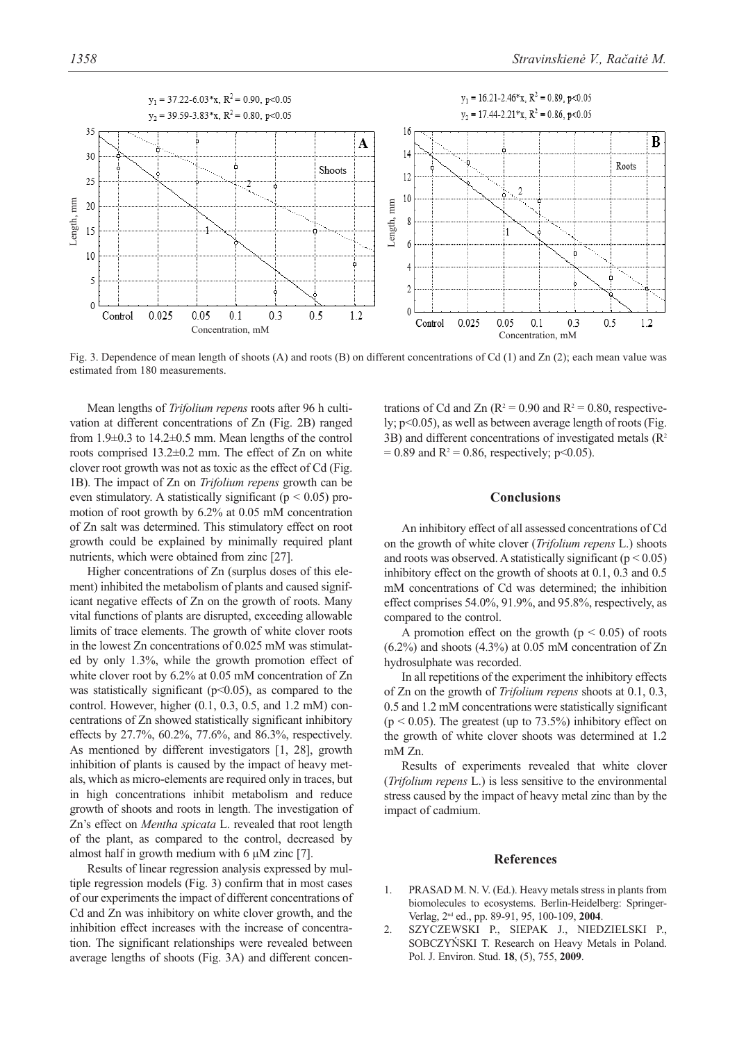Fig. 3. Dependence of mean length of shoots (A) and roots (B) on different concentrations of Cd (1) and Zn (2); each mean value was estimated from 180 measurements.

Mean lengths of *Trifolium repens* roots after 96 h cultivation at different concentrations of Zn (Fig. 2B) ranged from 1.9±0.3 to 14.2±0.5 mm. Mean lengths of the control roots comprised 13.2±0.2 mm. The effect of Zn on white clover root growth was not as toxic as the effect of Cd (Fig. 1B). The impact of Zn on *Trifolium repens* growth can be even stimulatory. A statistically significant ($p < 0.05$) promotion of root growth by 6.2% at 0.05 mM concentration of Zn salt was determined. This stimulatory effect on root growth could be explained by minimally required plant nutrients, which were obtained from zinc [27].

Higher concentrations of Zn (surplus doses of this element) inhibited the metabolism of plants and caused significant negative effects of Zn on the growth of roots. Many vital functions of plants are disrupted, exceeding allowable limits of trace elements. The growth of white clover roots in the lowest Zn concentrations of 0.025 mM was stimulated by only 1.3%, while the growth promotion effect of white clover root by 6.2% at 0.05 mM concentration of Zn was statistically significant ($p<0.05$), as compared to the control. However, higher (0.1, 0.3, 0.5, and 1.2 mM) concentrations of Zn showed statistically significant inhibitory effects by 27.7%, 60.2%, 77.6%, and 86.3%, respectively. As mentioned by different investigators [1, 28], growth inhibition of plants is caused by the impact of heavy metals, which as micro-elements are required only in traces, but in high concentrations inhibit metabolism and reduce growth of shoots and roots in length. The investigation of Zn's effect on *Mentha spicata* L. revealed that root length of the plant, as compared to the control, decreased by almost half in growth medium with 6 μM zinc [7].

Results of linear regression analysis expressed by multiple regression models (Fig. 3) confirm that in most cases of our experiments the impact of different concentrations of Cd and Zn was inhibitory on white clover growth, and the inhibition effect increases with the increase of concentration. The significant relationships were revealed between average lengths of shoots (Fig. 3A) and different concentrations of Cd and Zn ($R^2 = 0.90$ and $R^2 = 0.80$, respectively; $p<0.05$), as well as between average length of roots (Fig. 3B) and different concentrations of investigated metals ($R^2 = 0.89$ and $R^2 = 0.86$, respectively; $p<0.05$).

## Conclusions

An inhibitory effect of all assessed concentrations of Cd on the growth of white clover (*Trifolium repens* L.) shoots and roots was observed. A statistically significant ($p < 0.05$) inhibitory effect on the growth of shoots at 0.1, 0.3 and 0.5 mM concentrations of Cd was determined; the inhibition effect comprises 54.0%, 91.9%, and 95.8%, respectively, as compared to the control.

A promotion effect on the growth ($p < 0.05$) of roots (6.2%) and shoots (4.3%) at 0.05 mM concentration of Zn hydrosulphate was recorded.

In all repetitions of the experiment the inhibitory effects of Zn on the growth of *Trifolium repens* shoots at 0.1, 0.3, 0.5 and 1.2 mM concentrations were statistically significant ($p < 0.05$). The greatest (up to 73.5%) inhibitory effect on the growth of white clover shoots was determined at 1.2 mM Zn.

Results of experiments revealed that white clover (*Trifolium repens* L.) is less sensitive to the environmental stress caused by the impact of heavy metal zinc than by the impact of cadmium.

## References

1. PRASAD M. N. V. (Ed.). Heavy metals stress in plants from biomolecules to ecosystems. Berlin-Heidelberg: Springer-Verlag, 2nd ed., pp. 89-91, 95, 100-109, **2004**.
2. SZYCZEWSKI P., SIEPAK J., NIEDZIELSKI P., SOBCZYŃSKI T. Research on Heavy Metals in Poland. Pol. J. Environ. Stud. **18**, (5), 755, **2009**.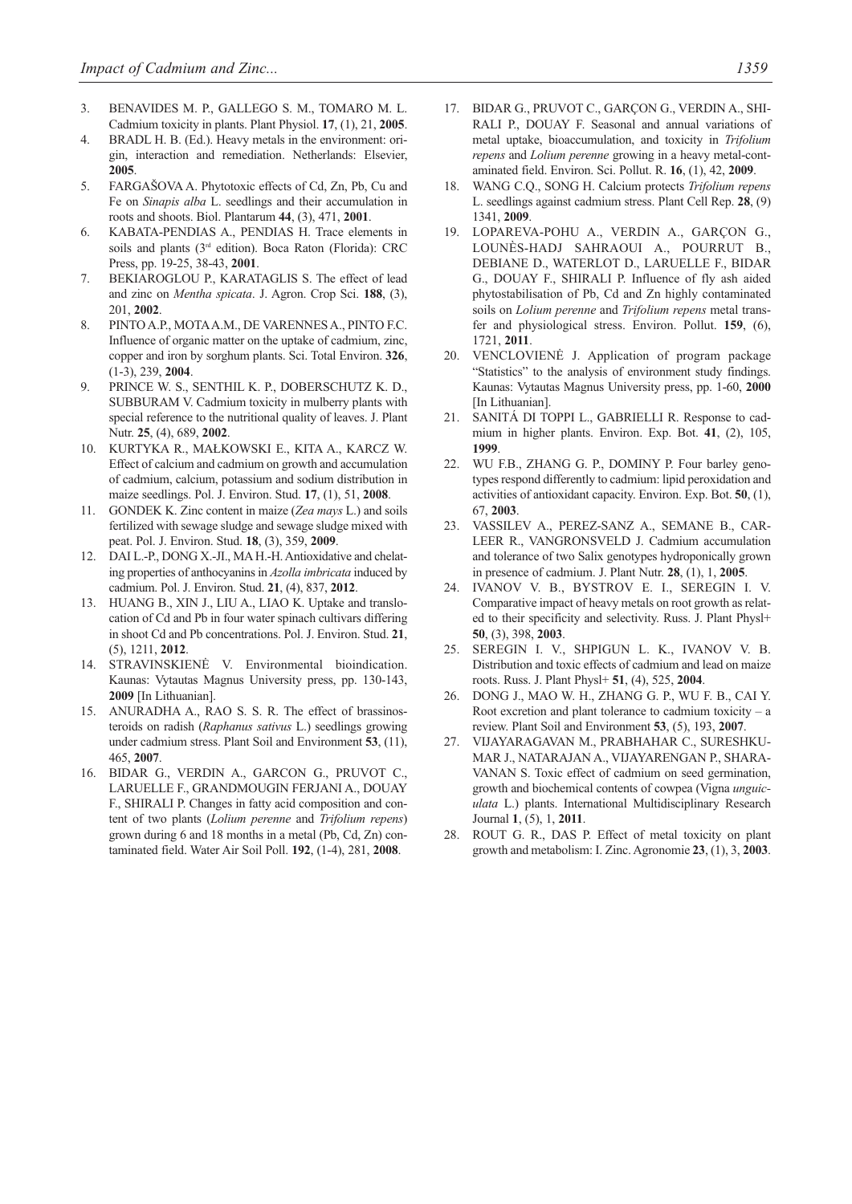3. BENAVIDES M. P., GALLEGO S. M., TOMARO M. L. Cadmium toxicity in plants. Plant Physiol. **17**, (1), 21, **2005**.
4. BRADL H. B. (Ed.). Heavy metals in the environment: origin, interaction and remediation. Netherlands: Elsevier, **2005**.
5. FARGAŠOVA A. Phytotoxic effects of Cd, Zn, Pb, Cu and Fe on *Sinapis alba* L. seedlings and their accumulation in roots and shoots. Biol. Plantarum **44**, (3), 471, **2001**.
6. KABATA-PENDIAS A., PENDIAS H. Trace elements in soils and plants (3rd edition). Boca Raton (Florida): CRC Press, pp. 19-25, 38-43, **2001**.
7. BEKIAROGLOU P., KARATAGLIS S. The effect of lead and zinc on *Mentha spicata*. J. Agron. Crop Sci. **188**, (3), 201, **2002**.
8. PINTO A.P., MOTA A.M., DE VARENNES A., PINTO F.C. Influence of organic matter on the uptake of cadmium, zinc, copper and iron by sorghum plants. Sci. Total Environ. **326**, (1-3), 239, **2004**.
9. PRINCE W. S., SENTHIL K. P., DOBERSCHUTZ K. D., SUBBURAM V. Cadmium toxicity in mulberry plants with special reference to the nutritional quality of leaves. J. Plant Nutr. **25**, (4), 689, **2002**.
10. KURTYKA R., MAŁKOWSKI E., KITA A., KARCZ W. Effect of calcium and cadmium on growth and accumulation of cadmium, calcium, potassium and sodium distribution in maize seedlings. Pol. J. Environ. Stud. **17**, (1), 51, **2008**.
11. GONDEK K. Zinc content in maize (*Zea mays* L.) and soils fertilized with sewage sludge and sewage sludge mixed with peat. Pol. J. Environ. Stud. **18**, (3), 359, **2009**.
12. DAI L.-P., DONG X.-JI., MA H.-H. Antioxidative and chelating properties of anthocyanins in *Azolla imbricata* induced by cadmium. Pol. J. Environ. Stud. **21**, (4), 837, **2012**.
13. HUANG B., XIN J., LIU A., LIAO K. Uptake and translocation of Cd and Pb in four water spinach cultivars differing in shoot Cd and Pb concentrations. Pol. J. Environ. Stud. **21**, (5), 1211, **2012**.
14. STRAVINSKIENĖ V. Environmental bioindication. Kaunas: Vytautas Magnus University press, pp. 130-143, **2009** [In Lithuanian].
15. ANURADHA A., RAO S. S. R. The effect of brassinosteroids on radish (*Raphanus sativus* L.) seedlings growing under cadmium stress. Plant Soil and Environment **53**, (11), 465, **2007**.
16. BIDAR G., VERDIN A., GARCON G., PRUVOT C., LARUELLE F., GRANDMOUGIN FERJANI A., DOUAY F., SHIRALI P. Changes in fatty acid composition and content of two plants (*Lolium perenne* and *Trifolium repens*) grown during 6 and 18 months in a metal (Pb, Cd, Zn) contaminated field. Water Air Soil Poll. **192**, (1-4), 281, **2008**.
17. BIDAR G., PRUVOT C., GARÇON G., VERDIN A., SHIRALI P., DOUAY F. Seasonal and annual variations of metal uptake, bioaccumulation, and toxicity in *Trifolium repens* and *Lolium perenne* growing in a heavy metal-contaminated field. Environ. Sci. Pollut. R. **16**, (1), 42, **2009**.
18. WANG C.Q., SONG H. Calcium protects *Trifolium repens* L. seedlings against cadmium stress. Plant Cell Rep. **28**, (9) 1341, **2009**.
19. LOPAREVA-POHU A., VERDIN A., GARÇON G., LOUNÈS-HADJ SAHRAOUI A., POURRUT B., DEBIANE D., WATERLOT D., LARUELLE F., BIDAR G., DOUAY F., SHIRALI P. Influence of fly ash aided phytostabilisation of Pb, Cd and Zn highly contaminated soils on *Lolium perenne* and *Trifolium repens* metal transfer and physiological stress. Environ. Pollut. **159**, (6), 1721, **2011**.
20. VENCLOVIENĖ J. Application of program package "Statistics" to the analysis of environment study findings. Kaunas: Vytautas Magnus University press, pp. 1-60, **2000** [In Lithuanian].
21. SANITÁ DI TOPPI L., GABRIELLI R. Response to cadmium in higher plants. Environ. Exp. Bot. **41**, (2), 105, **1999**.
22. WU F.B., ZHANG G. P., DOMINY P. Four barley genotypes respond differently to cadmium: lipid peroxidation and activities of antioxidant capacity. Environ. Exp. Bot. **50**, (1), 67, **2003**.
23. VASSILEV A., PEREZ-SANZ A., SEMANE B., CARLEER R., VANGRONSVELD J. Cadmium accumulation and tolerance of two Salix genotypes hydroponically grown in presence of cadmium. J. Plant Nutr. **28**, (1), 1, **2005**.
24. IVANOV V. B., BYSTROV E. I., SEREGIN I. V. Comparative impact of heavy metals on root growth as related to their specificity and selectivity. Russ. J. Plant Physl+ **50**, (3), 398, **2003**.
25. SEREGIN I. V., SHPIGUN L. K., IVANOV V. B. Distribution and toxic effects of cadmium and lead on maize roots. Russ. J. Plant Physl+ **51**, (4), 525, **2004**.
26. DONG J., MAO W. H., ZHANG G. P., WU F. B., CAI Y. Root excretion and plant tolerance to cadmium toxicity – a review. Plant Soil and Environment **53**, (5), 193, **2007**.
27. VIJAYARAGAVAN M., PRABHAHAR C., SURESHKUMAR J., NATARAJAN A., VIJAYARENGAN P., SHARAVANAN S. Toxic effect of cadmium on seed germination, growth and biochemical contents of cowpea (Vigna *unguiculata* L.) plants. International Multidisciplinary Research Journal **1**, (5), 1, **2011**.
28. ROUT G. R., DAS P. Effect of metal toxicity on plant growth and metabolism: I. Zinc. Agronomie **23**, (1), 3, **2003**.